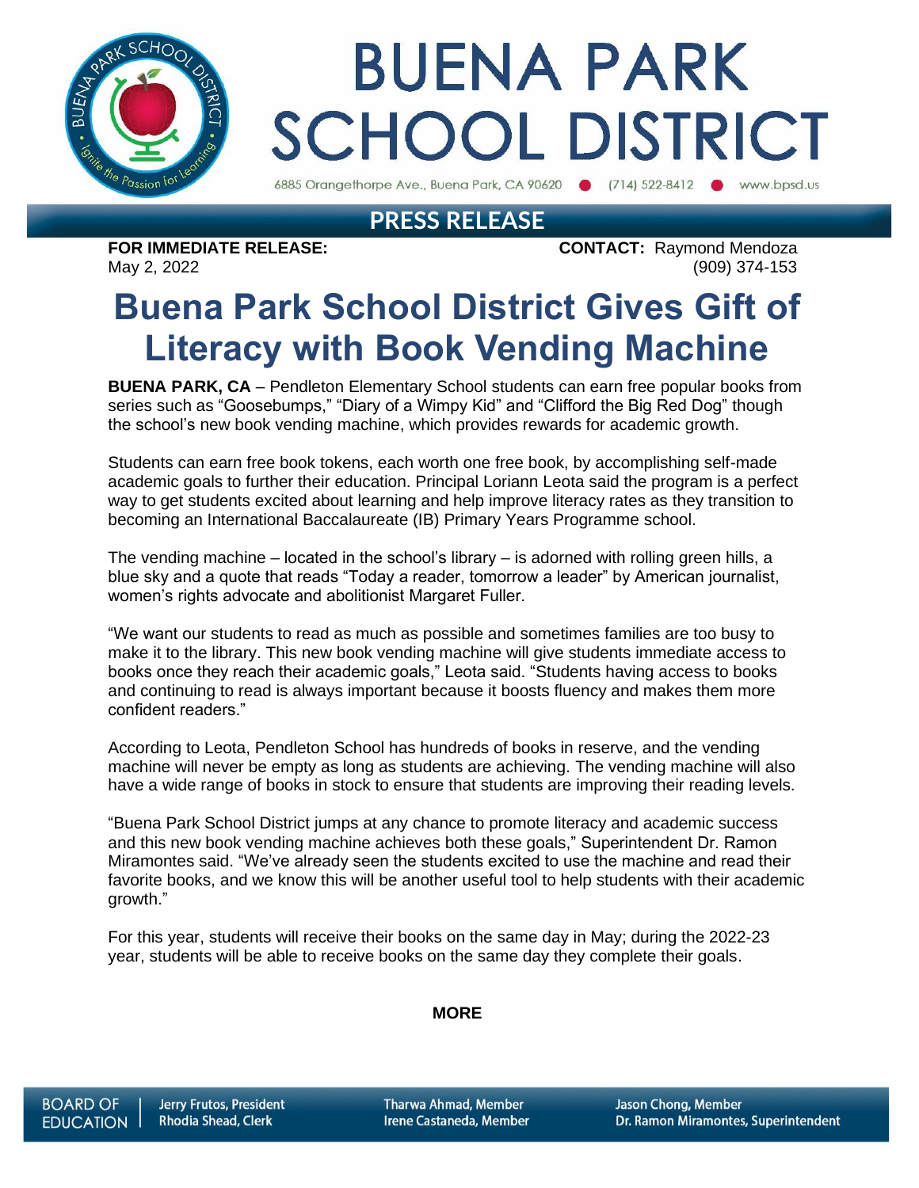# BUENA PARK SCHOOL DISTRICT

6885 Orangethorpe Ave., Buena Park, CA 90620 ● (714) 522-8412 ● www.bpsd.us

## PRESS RELEASE

**FOR IMMEDIATE RELEASE:**
May 2, 2022

**CONTACT:** Raymond Mendoza
(909) 374-153

# Buena Park School District Gives Gift of Literacy with Book Vending Machine

**BUENA PARK, CA** – Pendleton Elementary School students can earn free popular books from series such as "Goosebumps," "Diary of a Wimpy Kid" and "Clifford the Big Red Dog" though the school's new book vending machine, which provides rewards for academic growth.

Students can earn free book tokens, each worth one free book, by accomplishing self-made academic goals to further their education. Principal Loriann Leota said the program is a perfect way to get students excited about learning and help improve literacy rates as they transition to becoming an International Baccalaureate (IB) Primary Years Programme school.

The vending machine – located in the school's library – is adorned with rolling green hills, a blue sky and a quote that reads "Today a reader, tomorrow a leader" by American journalist, women's rights advocate and abolitionist Margaret Fuller.

"We want our students to read as much as possible and sometimes families are too busy to make it to the library. This new book vending machine will give students immediate access to books once they reach their academic goals," Leota said. "Students having access to books and continuing to read is always important because it boosts fluency and makes them more confident readers."

According to Leota, Pendleton School has hundreds of books in reserve, and the vending machine will never be empty as long as students are achieving. The vending machine will also have a wide range of books in stock to ensure that students are improving their reading levels.

"Buena Park School District jumps at any chance to promote literacy and academic success and this new book vending machine achieves both these goals," Superintendent Dr. Ramon Miramontes said. "We've already seen the students excited to use the machine and read their favorite books, and we know this will be another useful tool to help students with their academic growth."

For this year, students will receive their books on the same day in May; during the 2022-23 year, students will be able to receive books on the same day they complete their goals.

**MORE**

BOARD OF EDUCATION | Jerry Frutos, President | Rhodia Shead, Clerk | Tharwa Ahmad, Member | Irene Castaneda, Member | Jason Chong, Member | Dr. Ramon Miramontes, Superintendent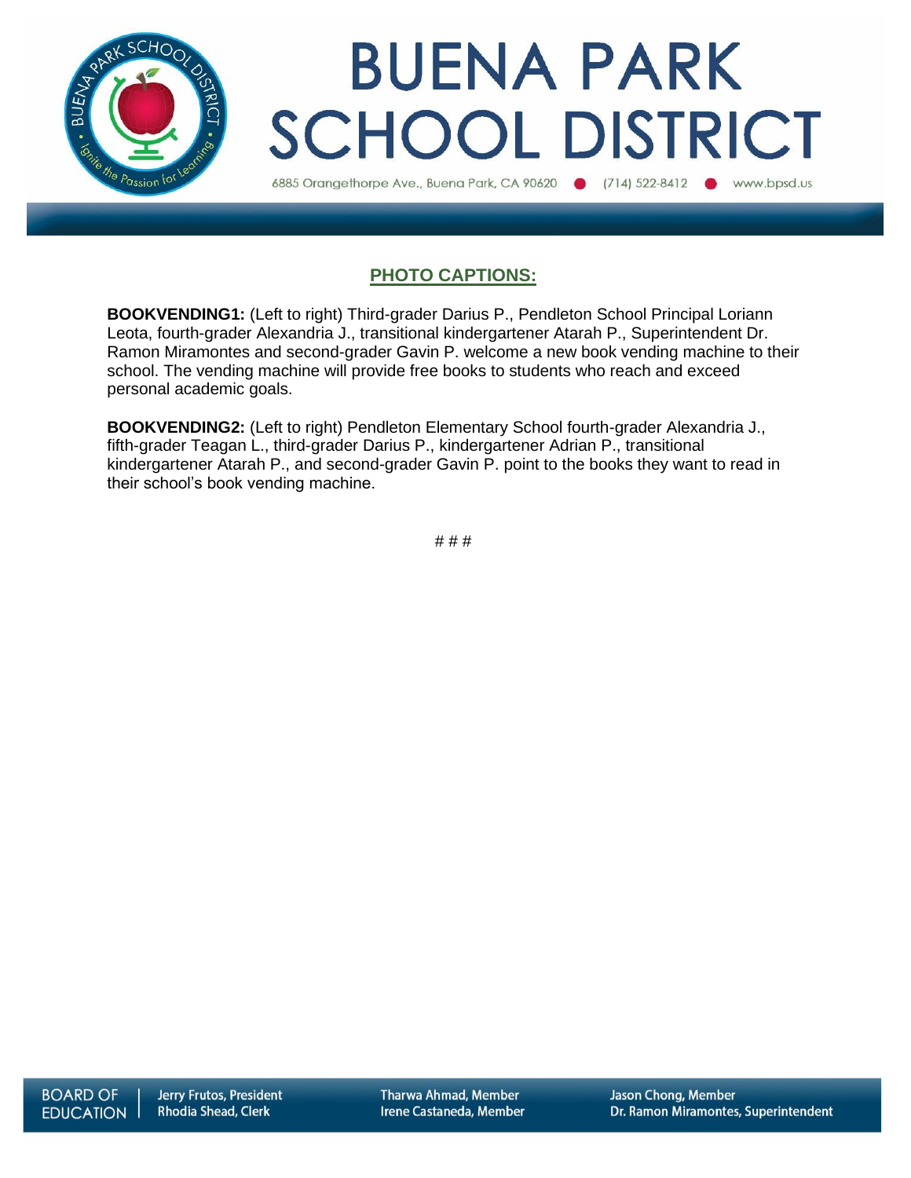## PHOTO CAPTIONS:

**BOOKVENDING1:** (Left to right) Third-grader Darius P., Pendleton School Principal Loriann Leota, fourth-grader Alexandria J., transitional kindergartener Atarah P., Superintendent Dr. Ramon Miramontes and second-grader Gavin P. welcome a new book vending machine to their school. The vending machine will provide free books to students who reach and exceed personal academic goals.

**BOOKVENDING2:** (Left to right) Pendleton Elementary School fourth-grader Alexandria J., fifth-grader Teagan L., third-grader Darius P., kindergartener Adrian P., transitional kindergartener Atarah P., and second-grader Gavin P. point to the books they want to read in their school's book vending machine.

# # #